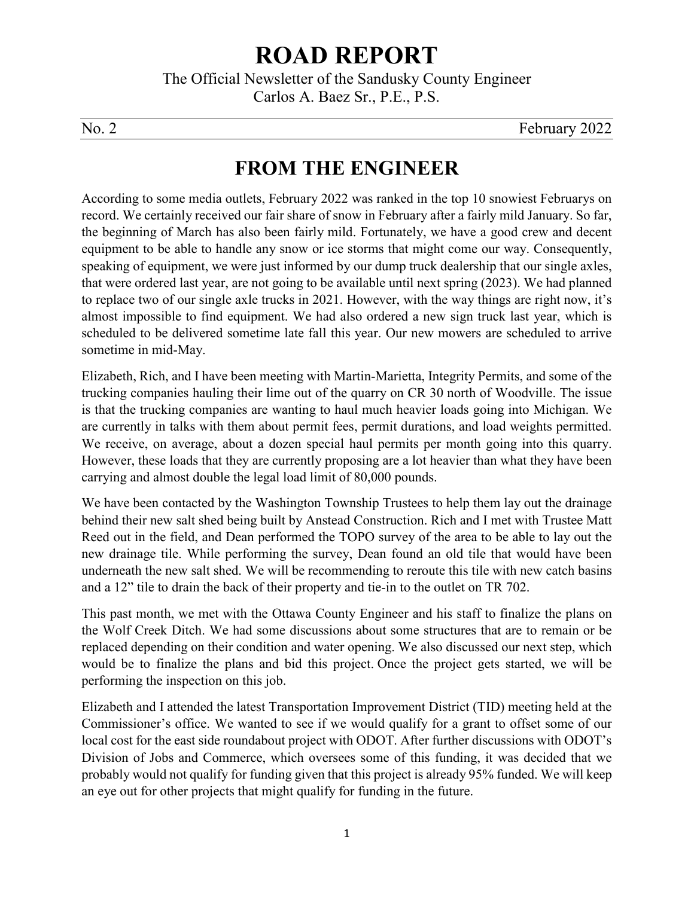# ROAD REPORT

The Official Newsletter of the Sandusky County Engineer
Carlos A. Baez Sr., P.E., P.S.

No. 2 February 2022

## FROM THE ENGINEER

According to some media outlets, February 2022 was ranked in the top 10 snowiest Februarys on record. We certainly received our fair share of snow in February after a fairly mild January. So far, the beginning of March has also been fairly mild. Fortunately, we have a good crew and decent equipment to be able to handle any snow or ice storms that might come our way. Consequently, speaking of equipment, we were just informed by our dump truck dealership that our single axles, that were ordered last year, are not going to be available until next spring (2023). We had planned to replace two of our single axle trucks in 2021. However, with the way things are right now, it's almost impossible to find equipment. We had also ordered a new sign truck last year, which is scheduled to be delivered sometime late fall this year. Our new mowers are scheduled to arrive sometime in mid-May.

Elizabeth, Rich, and I have been meeting with Martin-Marietta, Integrity Permits, and some of the trucking companies hauling their lime out of the quarry on CR 30 north of Woodville. The issue is that the trucking companies are wanting to haul much heavier loads going into Michigan. We are currently in talks with them about permit fees, permit durations, and load weights permitted. We receive, on average, about a dozen special haul permits per month going into this quarry. However, these loads that they are currently proposing are a lot heavier than what they have been carrying and almost double the legal load limit of 80,000 pounds.

We have been contacted by the Washington Township Trustees to help them lay out the drainage behind their new salt shed being built by Anstead Construction. Rich and I met with Trustee Matt Reed out in the field, and Dean performed the TOPO survey of the area to be able to lay out the new drainage tile. While performing the survey, Dean found an old tile that would have been underneath the new salt shed. We will be recommending to reroute this tile with new catch basins and a 12" tile to drain the back of their property and tie-in to the outlet on TR 702.

This past month, we met with the Ottawa County Engineer and his staff to finalize the plans on the Wolf Creek Ditch. We had some discussions about some structures that are to remain or be replaced depending on their condition and water opening. We also discussed our next step, which would be to finalize the plans and bid this project. Once the project gets started, we will be performing the inspection on this job.

Elizabeth and I attended the latest Transportation Improvement District (TID) meeting held at the Commissioner's office. We wanted to see if we would qualify for a grant to offset some of our local cost for the east side roundabout project with ODOT. After further discussions with ODOT's Division of Jobs and Commerce, which oversees some of this funding, it was decided that we probably would not qualify for funding given that this project is already 95% funded. We will keep an eye out for other projects that might qualify for funding in the future.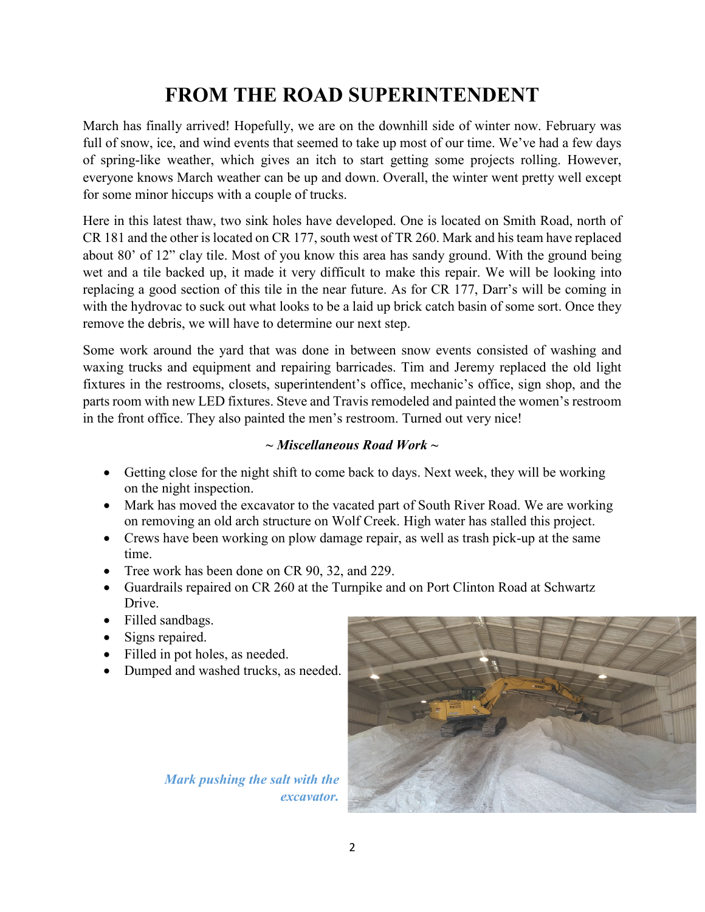# FROM THE ROAD SUPERINTENDENT

March has finally arrived! Hopefully, we are on the downhill side of winter now. February was full of snow, ice, and wind events that seemed to take up most of our time. We've had a few days of spring-like weather, which gives an itch to start getting some projects rolling. However, everyone knows March weather can be up and down. Overall, the winter went pretty well except for some minor hiccups with a couple of trucks.

Here in this latest thaw, two sink holes have developed. One is located on Smith Road, north of CR 181 and the other is located on CR 177, south west of TR 260. Mark and his team have replaced about 80' of 12" clay tile. Most of you know this area has sandy ground. With the ground being wet and a tile backed up, it made it very difficult to make this repair. We will be looking into replacing a good section of this tile in the near future. As for CR 177, Darr's will be coming in with the hydrovac to suck out what looks to be a laid up brick catch basin of some sort. Once they remove the debris, we will have to determine our next step.

Some work around the yard that was done in between snow events consisted of washing and waxing trucks and equipment and repairing barricades. Tim and Jeremy replaced the old light fixtures in the restrooms, closets, superintendent's office, mechanic's office, sign shop, and the parts room with new LED fixtures. Steve and Travis remodeled and painted the women's restroom in the front office. They also painted the men's restroom. Turned out very nice!

***~ Miscellaneous Road Work ~***

- Getting close for the night shift to come back to days. Next week, they will be working on the night inspection.
- Mark has moved the excavator to the vacated part of South River Road. We are working on removing an old arch structure on Wolf Creek. High water has stalled this project.
- Crews have been working on plow damage repair, as well as trash pick-up at the same time.
- Tree work has been done on CR 90, 32, and 229.
- Guardrails repaired on CR 260 at the Turnpike and on Port Clinton Road at Schwartz Drive.
- Filled sandbags.
- Signs repaired.
- Filled in pot holes, as needed.
- Dumped and washed trucks, as needed.

***Mark pushing the salt with the excavator.***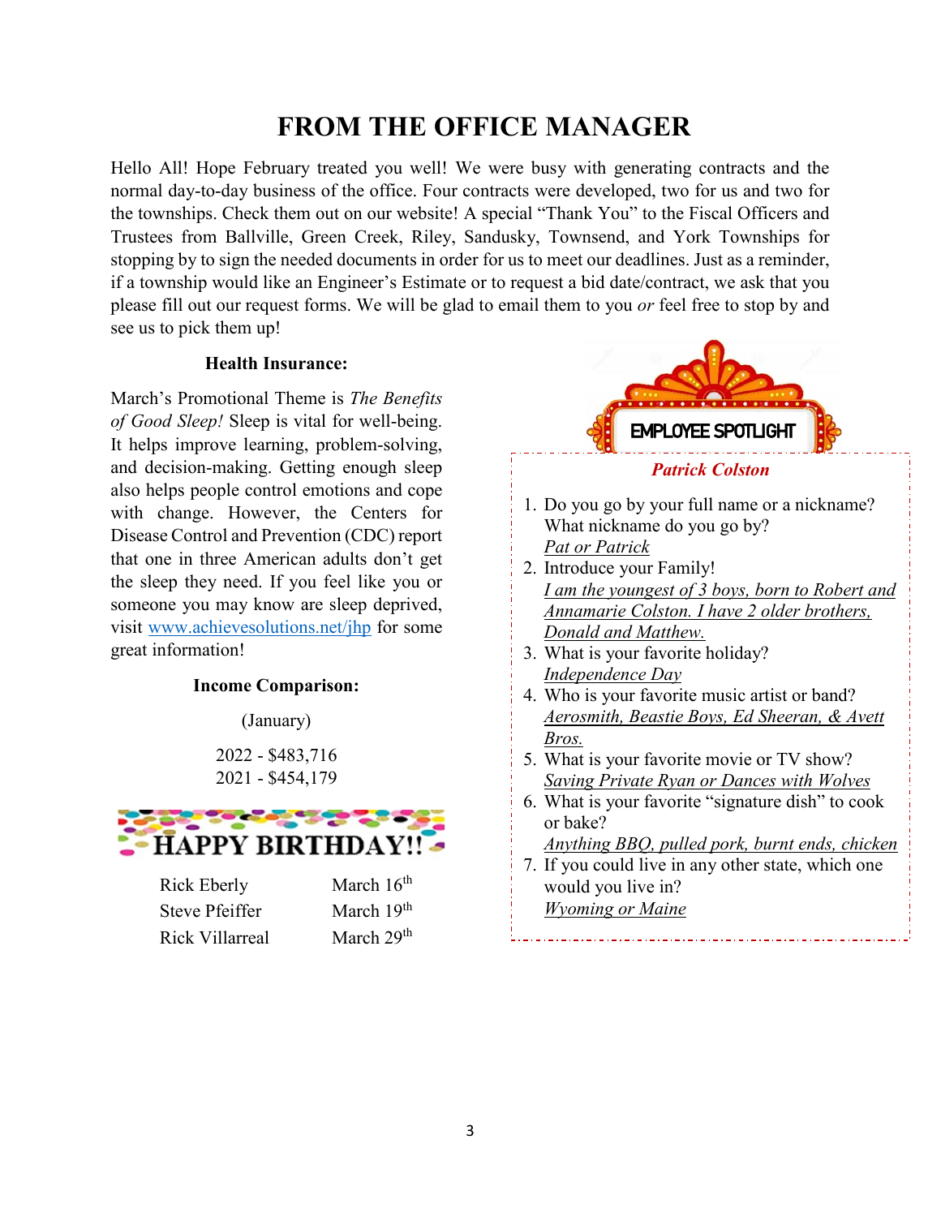# FROM THE OFFICE MANAGER

Hello All! Hope February treated you well! We were busy with generating contracts and the normal day-to-day business of the office. Four contracts were developed, two for us and two for the townships. Check them out on our website! A special "Thank You" to the Fiscal Officers and Trustees from Ballville, Green Creek, Riley, Sandusky, Townsend, and York Townships for stopping by to sign the needed documents in order for us to meet our deadlines. Just as a reminder, if a township would like an Engineer's Estimate or to request a bid date/contract, we ask that you please fill out our request forms. We will be glad to email them to you *or* feel free to stop by and see us to pick them up!

### Health Insurance:

March's Promotional Theme is *The Benefits of Good Sleep!* Sleep is vital for well-being. It helps improve learning, problem-solving, and decision-making. Getting enough sleep also helps people control emotions and cope with change. However, the Centers for Disease Control and Prevention (CDC) report that one in three American adults don't get the sleep they need. If you feel like you or someone you may know are sleep deprived, visit [www.achievesolutions.net/jhp](http://www.achievesolutions.net/jhp) for some great information!

### Income Comparison:

(January)

2022 - $483,716
2021 - $454,179

## HAPPY BIRTHDAY!!

| | |
|---|---|
| Rick Eberly | March 16th |
| Steve Pfeiffer | March 19th |
| Rick Villarreal | March 29th |

## EMPLOYEE SPOTLIGHT

***Patrick Colston***

1. Do you go by your full name or a nickname? What nickname do you go by?
   *Pat or Patrick*
2. Introduce your Family!
   *I am the youngest of 3 boys, born to Robert and Annamarie Colston. I have 2 older brothers, Donald and Matthew.*
3. What is your favorite holiday?
   *Independence Day*
4. Who is your favorite music artist or band?
   *Aerosmith, Beastie Boys, Ed Sheeran, & Avett Bros.*
5. What is your favorite movie or TV show?
   *Saving Private Ryan or Dances with Wolves*
6. What is your favorite "signature dish" to cook or bake?
   *Anything BBQ, pulled pork, burnt ends, chicken*
7. If you could live in any other state, which one would you live in?
   *Wyoming or Maine*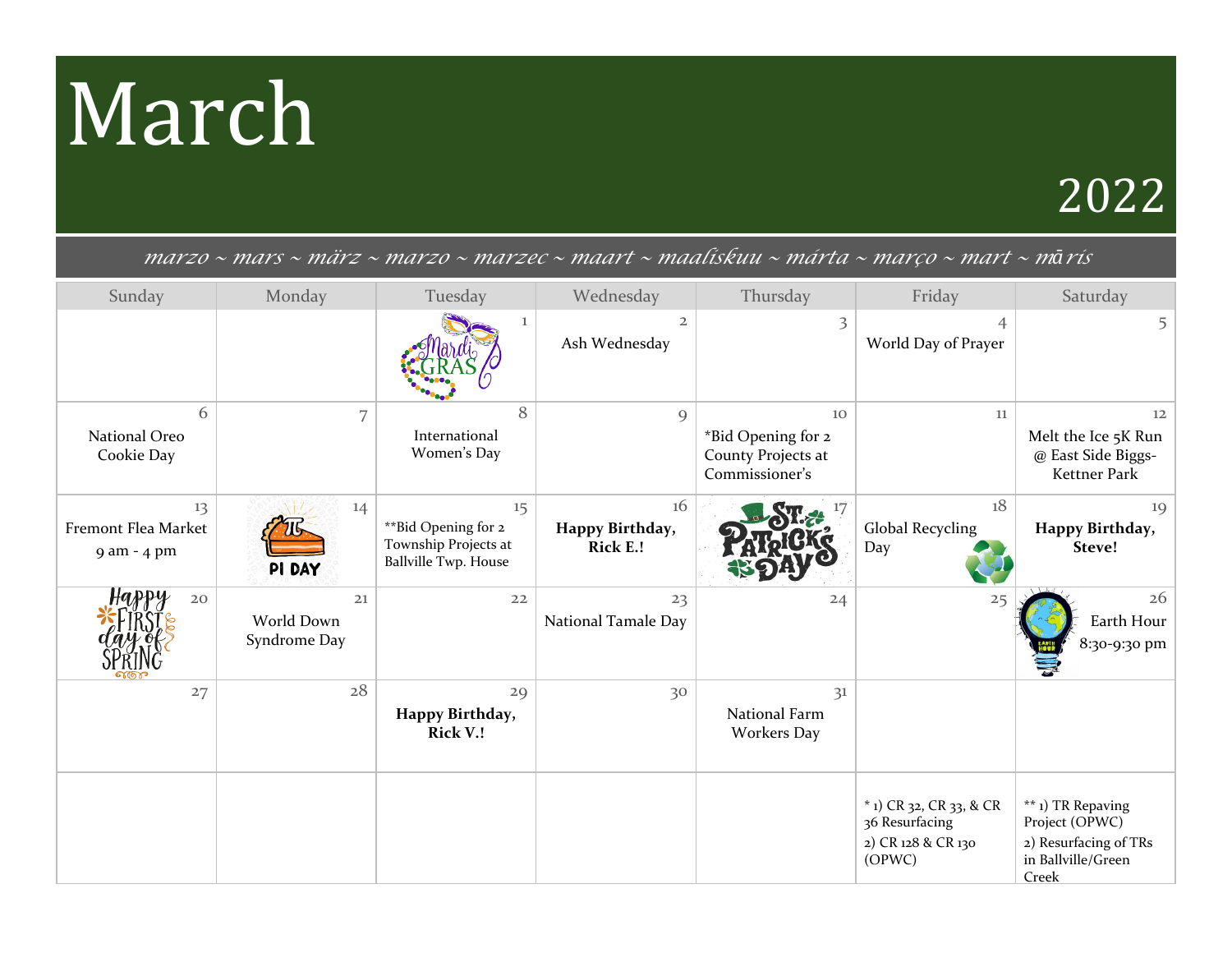# March

## 2022

*marzo ~ mars ~ märz ~ marzo ~ marzec ~ maart ~ maaliskuu ~ márta ~ março ~ mart ~ mārīs*

| Sunday | Monday | Tuesday | Wednesday | Thursday | Friday | Saturday |
|---|---|---|---|---|---|---|
| | | 1 Mardi Gras | 2 Ash Wednesday | 3 | 4 World Day of Prayer | 5 |
| 6 National Oreo Cookie Day | 7 | 8 International Women's Day | 9 | 10 *Bid Opening for 2 County Projects at Commissioner's | 11 | 12 Melt the Ice 5K Run @ East Side Biggs-Kettner Park |
| 13 Fremont Flea Market 9 am - 4 pm | 14 PI DAY | 15 **Bid Opening for 2 Township Projects at Ballville Twp. House | 16 **Happy Birthday, Rick E.!** | 17 St. Patrick's Day | 18 Global Recycling Day | 19 **Happy Birthday, Steve!** |
| 20 Happy First day of Spring | 21 World Down Syndrome Day | 22 | 23 National Tamale Day | 24 | 25 | 26 Earth Hour 8:30-9:30 pm |
| 27 | 28 | 29 **Happy Birthday, Rick V.!** | 30 | 31 National Farm Workers Day | | |
| | | | | | * 1) CR 32, CR 33, & CR 36 Resurfacing 2) CR 128 & CR 130 (OPWC) | ** 1) TR Repaving Project (OPWC) 2) Resurfacing of TRs in Ballville/Green Creek |